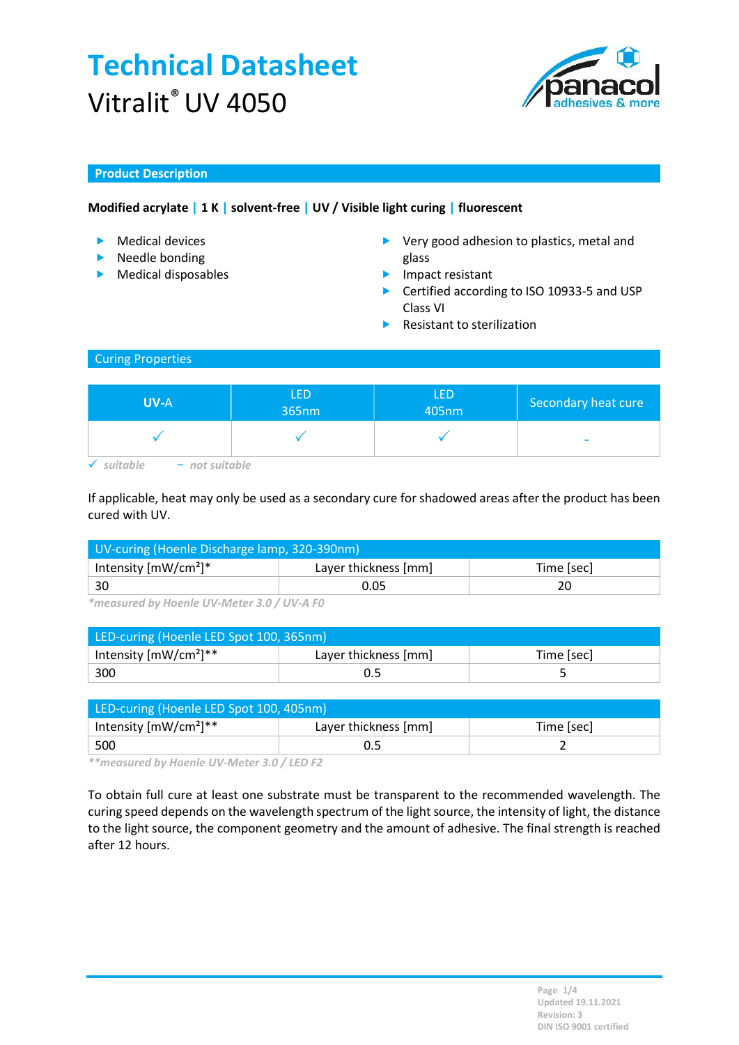# Technical Datasheet

Vitralit® UV 4050

## Product Description

**Modified acrylate | 1 K | solvent-free | UV / Visible light curing | fluorescent**

- Medical devices
- Needle bonding
- Medical disposables

- Very good adhesion to plastics, metal and glass
- Impact resistant
- Certified according to ISO 10933-5 and USP Class VI
- Resistant to sterilization

## Curing Properties

| UV-A | LED 365nm | LED 405nm | Secondary heat cure |
|---|---|---|---|
| ✓ | ✓ | ✓ | - |

*✓ suitable  – not suitable*

If applicable, heat may only be used as a secondary cure for shadowed areas after the product has been cured with UV.

| UV-curing (Hoenle Discharge lamp, 320-390nm) | | |
|---|---|---|
| Intensity [mW/cm²]* | Layer thickness [mm] | Time [sec] |
| 30 | 0.05 | 20 |

*\*measured by Hoenle UV-Meter 3.0 / UV-A F0*

| LED-curing (Hoenle LED Spot 100, 365nm) | | |
|---|---|---|
| Intensity [mW/cm²]** | Layer thickness [mm] | Time [sec] |
| 300 | 0.5 | 5 |

| LED-curing (Hoenle LED Spot 100, 405nm) | | |
|---|---|---|
| Intensity [mW/cm²]** | Layer thickness [mm] | Time [sec] |
| 500 | 0.5 | 2 |

*\*\*measured by Hoenle UV-Meter 3.0 / LED F2*

To obtain full cure at least one substrate must be transparent to the recommended wavelength. The curing speed depends on the wavelength spectrum of the light source, the intensity of light, the distance to the light source, the component geometry and the amount of adhesive. The final strength is reached after 12 hours.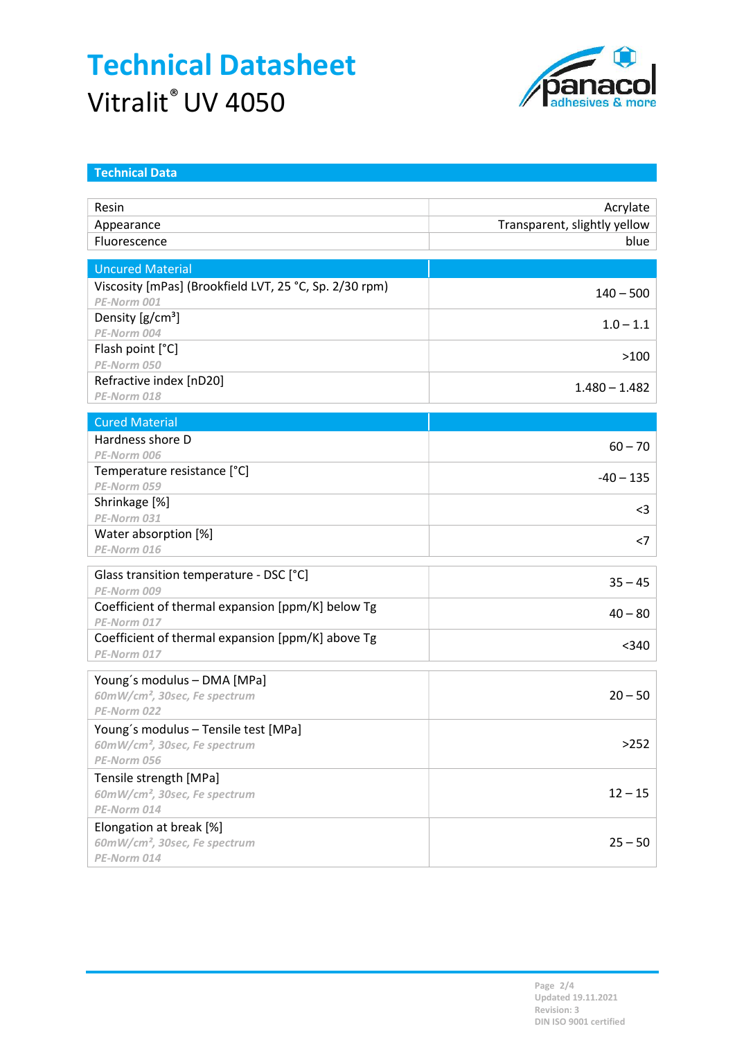# Technical Datasheet

Vitralit® UV 4050

## Technical Data

| | |
|---|---|
| Resin | Acrylate |
| Appearance | Transparent, slightly yellow |
| Fluorescence | blue |

| Uncured Material | |
|---|---|
| Viscosity [mPas] (Brookfield LVT, 25 °C, Sp. 2/30 rpm)<br>*PE-Norm 001* | 140 – 500 |
| Density [g/cm³]<br>*PE-Norm 004* | 1.0 – 1.1 |
| Flash point [°C]<br>*PE-Norm 050* | >100 |
| Refractive index [nD20]<br>*PE-Norm 018* | 1.480 – 1.482 |

| Cured Material | |
|---|---|
| Hardness shore D<br>*PE-Norm 006* | 60 – 70 |
| Temperature resistance [°C]<br>*PE-Norm 059* | -40 – 135 |
| Shrinkage [%]<br>*PE-Norm 031* | <3 |
| Water absorption [%]<br>*PE-Norm 016* | <7 |

| | |
|---|---|
| Glass transition temperature - DSC [°C]<br>*PE-Norm 009* | 35 – 45 |
| Coefficient of thermal expansion [ppm/K] below Tg<br>*PE-Norm 017* | 40 – 80 |
| Coefficient of thermal expansion [ppm/K] above Tg<br>*PE-Norm 017* | <340 |

| | |
|---|---|
| Young´s modulus – DMA [MPa]<br>*60mW/cm², 30sec, Fe spectrum*<br>*PE-Norm 022* | 20 – 50 |
| Young´s modulus – Tensile test [MPa]<br>*60mW/cm², 30sec, Fe spectrum*<br>*PE-Norm 056* | >252 |
| Tensile strength [MPa]<br>*60mW/cm², 30sec, Fe spectrum*<br>*PE-Norm 014* | 12 – 15 |
| Elongation at break [%]<br>*60mW/cm², 30sec, Fe spectrum*<br>*PE-Norm 014* | 25 – 50 |

Updated 19.11.2021
Revision: 3
DIN ISO 9001 certified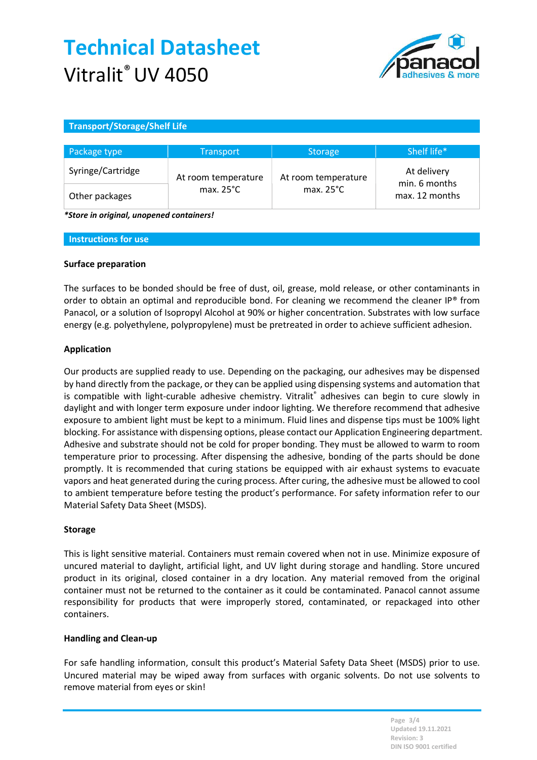# Technical Datasheet
Vitralit® UV 4050

## Transport/Storage/Shelf Life

| Package type | Transport | Storage | Shelf life* |
|---|---|---|---|
| Syringe/Cartridge | At room temperature max. 25°C | At room temperature max. 25°C | At delivery min. 6 months max. 12 months |
| Other packages | | | |

***Store in original, unopened containers!***

## Instructions for use

### Surface preparation

The surfaces to be bonded should be free of dust, oil, grease, mold release, or other contaminants in order to obtain an optimal and reproducible bond. For cleaning we recommend the cleaner IP® from Panacol, or a solution of Isopropyl Alcohol at 90% or higher concentration. Substrates with low surface energy (e.g. polyethylene, polypropylene) must be pretreated in order to achieve sufficient adhesion.

### Application

Our products are supplied ready to use. Depending on the packaging, our adhesives may be dispensed by hand directly from the package, or they can be applied using dispensing systems and automation that is compatible with light-curable adhesive chemistry. Vitralit® adhesives can begin to cure slowly in daylight and with longer term exposure under indoor lighting. We therefore recommend that adhesive exposure to ambient light must be kept to a minimum. Fluid lines and dispense tips must be 100% light blocking. For assistance with dispensing options, please contact our Application Engineering department. Adhesive and substrate should not be cold for proper bonding. They must be allowed to warm to room temperature prior to processing. After dispensing the adhesive, bonding of the parts should be done promptly. It is recommended that curing stations be equipped with air exhaust systems to evacuate vapors and heat generated during the curing process. After curing, the adhesive must be allowed to cool to ambient temperature before testing the product's performance. For safety information refer to our Material Safety Data Sheet (MSDS).

### Storage

This is light sensitive material. Containers must remain covered when not in use. Minimize exposure of uncured material to daylight, artificial light, and UV light during storage and handling. Store uncured product in its original, closed container in a dry location. Any material removed from the original container must not be returned to the container as it could be contaminated. Panacol cannot assume responsibility for products that were improperly stored, contaminated, or repackaged into other containers.

### Handling and Clean-up

For safe handling information, consult this product's Material Safety Data Sheet (MSDS) prior to use. Uncured material may be wiped away from surfaces with organic solvents. Do not use solvents to remove material from eyes or skin!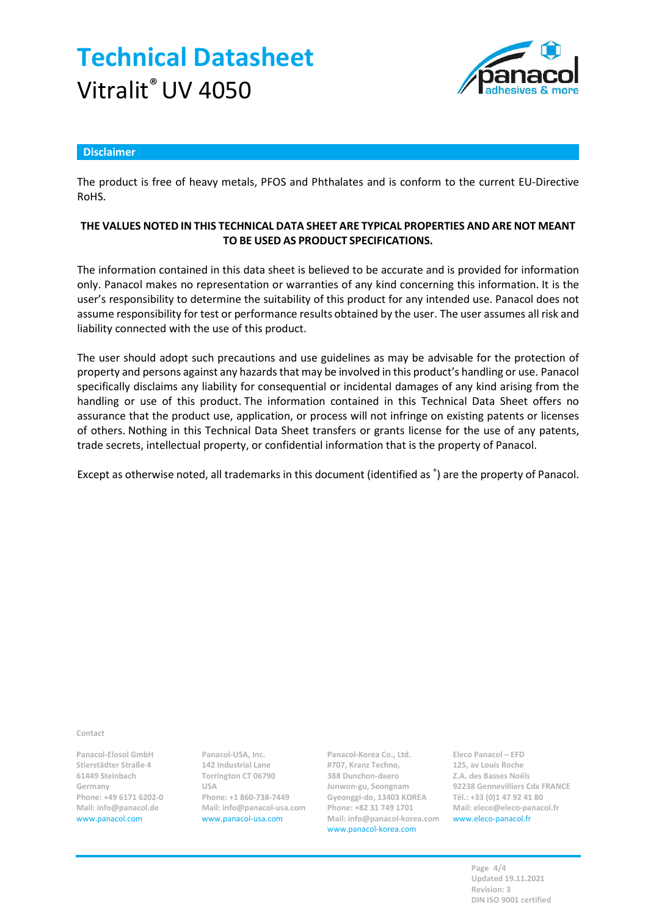# Technical Datasheet

Vitralit® UV 4050

## Disclaimer

The product is free of heavy metals, PFOS and Phthalates and is conform to the current EU-Directive RoHS.

**THE VALUES NOTED IN THIS TECHNICAL DATA SHEET ARE TYPICAL PROPERTIES AND ARE NOT MEANT TO BE USED AS PRODUCT SPECIFICATIONS.**

The information contained in this data sheet is believed to be accurate and is provided for information only. Panacol makes no representation or warranties of any kind concerning this information. It is the user's responsibility to determine the suitability of this product for any intended use. Panacol does not assume responsibility for test or performance results obtained by the user. The user assumes all risk and liability connected with the use of this product.

The user should adopt such precautions and use guidelines as may be advisable for the protection of property and persons against any hazards that may be involved in this product's handling or use. Panacol specifically disclaims any liability for consequential or incidental damages of any kind arising from the handling or use of this product. The information contained in this Technical Data Sheet offers no assurance that the product use, application, or process will not infringe on existing patents or licenses of others. Nothing in this Technical Data Sheet transfers or grants license for the use of any patents, trade secrets, intellectual property, or confidential information that is the property of Panacol.

Except as otherwise noted, all trademarks in this document (identified as ®) are the property of Panacol.

Contact

Panacol-Elosol GmbH
Stierstädter Straße 4
61449 Steinbach
Germany
Phone: +49 6171 6202-0
Mail: info@panacol.de
www.panacol.com

Panacol-USA, Inc.
142 Industrial Lane
Torrington CT 06790
USA
Phone: +1 860-738-7449
Mail: info@panacol-usa.com
www.panacol-usa.com

Panacol-Korea Co., Ltd.
#707, Kranz Techno,
388 Dunchon-daero
Junwon-gu, Seongnam
Gyeonggi-do, 13403 KOREA
Phone: +82 31 749 1701
Mail: info@panacol-korea.com
www.panacol-korea.com

Eleco Panacol – EFD
125, av Louis Roche
Z.A. des Basses Noëls
92238 Gennevilliers Cdx FRANCE
Tél.: +33 (0)1 47 92 41 80
Mail: eleco@eleco-panacol.fr
www.eleco-panacol.fr

Updated 19.11.2021
Revision: 3
DIN ISO 9001 certified